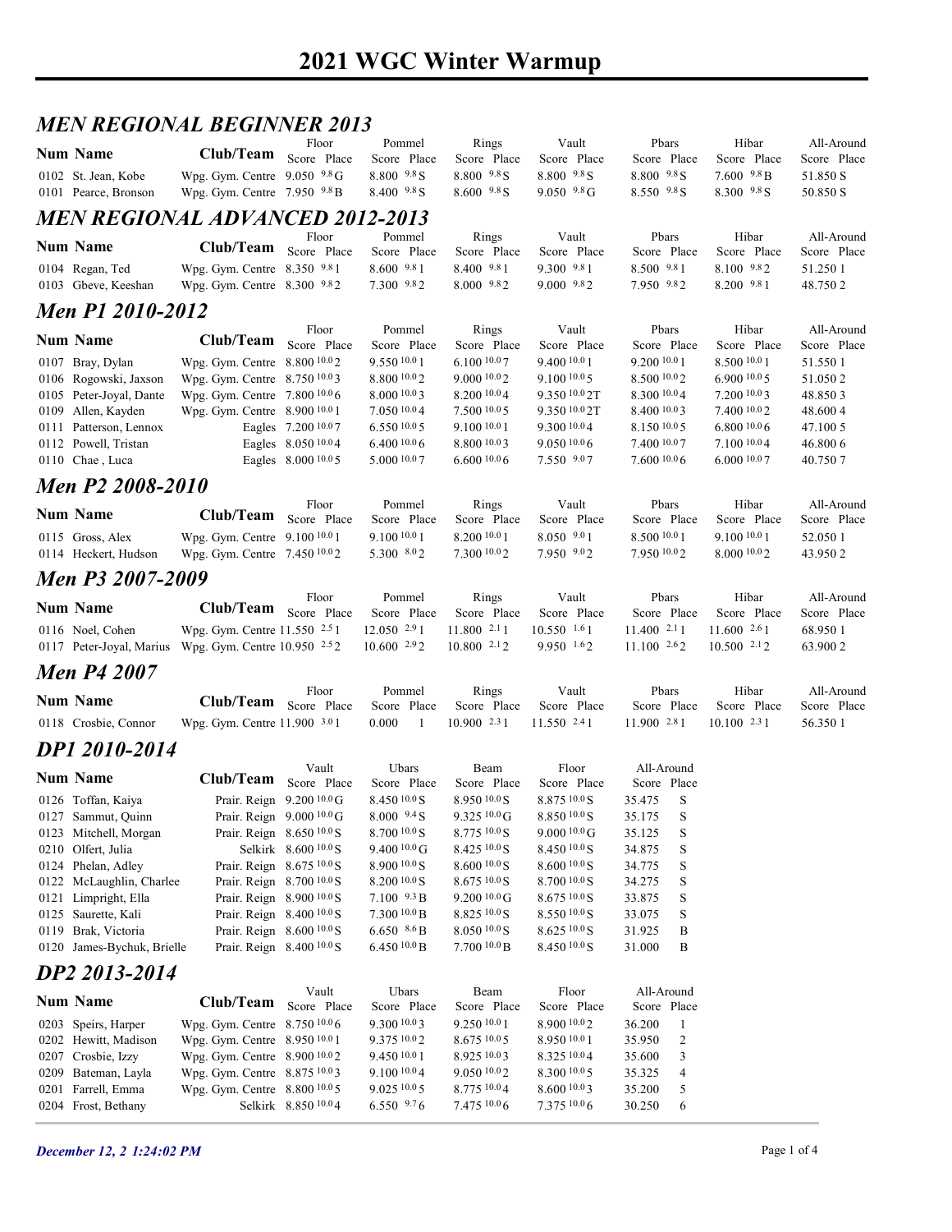# 2021 WGC Winter Warmup

## *MEN REGIONAL BEGINNER 2013*

| Num | Name | Club/Team | Floor Score | Place | Pommel Score | Place | Rings Score | Place | Vault Score | Place | Pbars Score | Place | Hibar Score | Place | All-Around Score | Place |
|---|---|---|---|---|---|---|---|---|---|---|---|---|---|---|---|---|
| 0102 | St. Jean, Kobe | Wpg. Gym. Centre | 9.050 | 9.8 G | 8.800 | 9.8 S | 8.800 | 9.8 S | 8.800 | 9.8 S | 8.800 | 9.8 S | 7.600 | 9.8 B | 51.850 | S |
| 0101 | Pearce, Bronson | Wpg. Gym. Centre | 7.950 | 9.8 B | 8.400 | 9.8 S | 8.600 | 9.8 S | 9.050 | 9.8 G | 8.550 | 9.8 S | 8.300 | 9.8 S | 50.850 | S |

## *MEN REGIONAL ADVANCED 2012-2013*

| Num | Name | Club/Team | Floor Score | Place | Pommel Score | Place | Rings Score | Place | Vault Score | Place | Pbars Score | Place | Hibar Score | Place | All-Around Score | Place |
|---|---|---|---|---|---|---|---|---|---|---|---|---|---|---|---|---|
| 0104 | Regan, Ted | Wpg. Gym. Centre | 8.350 | 9.8 1 | 8.600 | 9.8 1 | 8.400 | 9.8 1 | 9.300 | 9.8 1 | 8.500 | 9.8 1 | 8.100 | 9.8 2 | 51.250 | 1 |
| 0103 | Gbeve, Keeshan | Wpg. Gym. Centre | 8.300 | 9.8 2 | 7.300 | 9.8 2 | 8.000 | 9.8 2 | 9.000 | 9.8 2 | 7.950 | 9.8 2 | 8.200 | 9.8 1 | 48.750 | 2 |

## *Men P1 2010-2012*

| Num | Name | Club/Team | Floor Score | Place | Pommel Score | Place | Rings Score | Place | Vault Score | Place | Pbars Score | Place | Hibar Score | Place | All-Around Score | Place |
|---|---|---|---|---|---|---|---|---|---|---|---|---|---|---|---|---|
| 0107 | Bray, Dylan | Wpg. Gym. Centre | 8.800 | 10.0 2 | 9.550 | 10.0 1 | 6.100 | 10.0 7 | 9.400 | 10.0 1 | 9.200 | 10.0 1 | 8.500 | 10.0 1 | 51.550 | 1 |
| 0106 | Rogowski, Jaxson | Wpg. Gym. Centre | 8.750 | 10.0 3 | 8.800 | 10.0 2 | 9.000 | 10.0 2 | 9.100 | 10.0 5 | 8.500 | 10.0 2 | 6.900 | 10.0 5 | 51.050 | 2 |
| 0105 | Peter-Joyal, Dante | Wpg. Gym. Centre | 7.800 | 10.0 6 | 8.000 | 10.0 3 | 8.200 | 10.0 4 | 9.350 | 10.0 2T | 8.300 | 10.0 4 | 7.200 | 10.0 3 | 48.850 | 3 |
| 0109 | Allen, Kayden | Wpg. Gym. Centre | 8.900 | 10.0 1 | 7.050 | 10.0 4 | 7.500 | 10.0 5 | 9.350 | 10.0 2T | 8.400 | 10.0 3 | 7.400 | 10.0 2 | 48.600 | 4 |
| 0111 | Patterson, Lennox | Eagles | 7.200 | 10.0 7 | 6.550 | 10.0 5 | 9.100 | 10.0 1 | 9.300 | 10.0 4 | 8.150 | 10.0 5 | 6.800 | 10.0 6 | 47.100 | 5 |
| 0112 | Powell, Tristan | Eagles | 8.050 | 10.0 4 | 6.400 | 10.0 6 | 8.800 | 10.0 3 | 9.050 | 10.0 6 | 7.400 | 10.0 7 | 7.100 | 10.0 4 | 46.800 | 6 |
| 0110 | Chae , Luca | Eagles | 8.000 | 10.0 5 | 5.000 | 10.0 7 | 6.600 | 10.0 6 | 7.550 | 9.0 7 | 7.600 | 10.0 6 | 6.000 | 10.0 7 | 40.750 | 7 |

## *Men P2 2008-2010*

| Num | Name | Club/Team | Floor Score | Place | Pommel Score | Place | Rings Score | Place | Vault Score | Place | Pbars Score | Place | Hibar Score | Place | All-Around Score | Place |
|---|---|---|---|---|---|---|---|---|---|---|---|---|---|---|---|---|
| 0115 | Gross, Alex | Wpg. Gym. Centre | 9.100 | 10.0 1 | 9.100 | 10.0 1 | 8.200 | 10.0 1 | 8.050 | 9.0 1 | 8.500 | 10.0 1 | 9.100 | 10.0 1 | 52.050 | 1 |
| 0114 | Heckert, Hudson | Wpg. Gym. Centre | 7.450 | 10.0 2 | 5.300 | 8.0 2 | 7.300 | 10.0 2 | 7.950 | 9.0 2 | 7.950 | 10.0 2 | 8.000 | 10.0 2 | 43.950 | 2 |

## *Men P3 2007-2009*

| Num | Name | Club/Team | Floor Score | Place | Pommel Score | Place | Rings Score | Place | Vault Score | Place | Pbars Score | Place | Hibar Score | Place | All-Around Score | Place |
|---|---|---|---|---|---|---|---|---|---|---|---|---|---|---|---|---|
| 0116 | Noel, Cohen | Wpg. Gym. Centre | 11.550 | 2.5 1 | 12.050 | 2.9 1 | 11.800 | 2.1 1 | 10.550 | 1.6 1 | 11.400 | 2.1 1 | 11.600 | 2.6 1 | 68.950 | 1 |
| 0117 | Peter-Joyal, Marius | Wpg. Gym. Centre | 10.950 | 2.5 2 | 10.600 | 2.9 2 | 10.800 | 2.1 2 | 9.950 | 1.6 2 | 11.100 | 2.6 2 | 10.500 | 2.1 2 | 63.900 | 2 |

## *Men P4 2007*

| Num | Name | Club/Team | Floor Score | Place | Pommel Score | Place | Rings Score | Place | Vault Score | Place | Pbars Score | Place | Hibar Score | Place | All-Around Score | Place |
|---|---|---|---|---|---|---|---|---|---|---|---|---|---|---|---|---|
| 0118 | Crosbie, Connor | Wpg. Gym. Centre | 11.900 | 3.0 1 | 0.000 | 1 | 10.900 | 2.3 1 | 11.550 | 2.4 1 | 11.900 | 2.8 1 | 10.100 | 2.3 1 | 56.350 | 1 |

## *DP1 2010-2014*

| Num | Name | Club/Team | Vault Score | Place | Ubars Score | Place | Beam Score | Place | Floor Score | Place | All-Around Score | Place |
|---|---|---|---|---|---|---|---|---|---|---|---|---|
| 0126 | Toffan, Kaiya | Prair. Reign | 9.200 | 10.0 G | 8.450 | 10.0 S | 8.950 | 10.0 S | 8.875 | 10.0 S | 35.475 | S |
| 0127 | Sammut, Quinn | Prair. Reign | 9.000 | 10.0 G | 8.000 | 9.4 S | 9.325 | 10.0 G | 8.850 | 10.0 S | 35.175 | S |
| 0123 | Mitchell, Morgan | Prair. Reign | 8.650 | 10.0 S | 8.700 | 10.0 S | 8.775 | 10.0 S | 9.000 | 10.0 G | 35.125 | S |
| 0210 | Olfert, Julia | Selkirk | 8.600 | 10.0 S | 9.400 | 10.0 G | 8.425 | 10.0 S | 8.450 | 10.0 S | 34.875 | S |
| 0124 | Phelan, Adley | Prair. Reign | 8.675 | 10.0 S | 8.900 | 10.0 S | 8.600 | 10.0 S | 8.600 | 10.0 S | 34.775 | S |
| 0122 | McLaughlin, Charlee | Prair. Reign | 8.700 | 10.0 S | 8.200 | 10.0 S | 8.675 | 10.0 S | 8.700 | 10.0 S | 34.275 | S |
| 0121 | Limpright, Ella | Prair. Reign | 8.900 | 10.0 S | 7.100 | 9.3 B | 9.200 | 10.0 G | 8.675 | 10.0 S | 33.875 | S |
| 0125 | Saurette, Kali | Prair. Reign | 8.400 | 10.0 S | 7.300 | 10.0 B | 8.825 | 10.0 S | 8.550 | 10.0 S | 33.075 | S |
| 0119 | Brak, Victoria | Prair. Reign | 8.600 | 10.0 S | 6.650 | 8.6 B | 8.050 | 10.0 S | 8.625 | 10.0 S | 31.925 | B |
| 0120 | James-Bychuk, Brielle | Prair. Reign | 8.400 | 10.0 S | 6.450 | 10.0 B | 7.700 | 10.0 B | 8.450 | 10.0 S | 31.000 | B |

## *DP2 2013-2014*

| Num | Name | Club/Team | Vault Score | Place | Ubars Score | Place | Beam Score | Place | Floor Score | Place | All-Around Score | Place |
|---|---|---|---|---|---|---|---|---|---|---|---|---|
| 0203 | Speirs, Harper | Wpg. Gym. Centre | 8.750 | 10.0 6 | 9.300 | 10.0 3 | 9.250 | 10.0 1 | 8.900 | 10.0 2 | 36.200 | 1 |
| 0202 | Hewitt, Madison | Wpg. Gym. Centre | 8.950 | 10.0 1 | 9.375 | 10.0 2 | 8.675 | 10.0 5 | 8.950 | 10.0 1 | 35.950 | 2 |
| 0207 | Crosbie, Izzy | Wpg. Gym. Centre | 8.900 | 10.0 2 | 9.450 | 10.0 1 | 8.925 | 10.0 3 | 8.325 | 10.0 4 | 35.600 | 3 |
| 0209 | Bateman, Layla | Wpg. Gym. Centre | 8.875 | 10.0 3 | 9.100 | 10.0 4 | 9.050 | 10.0 2 | 8.300 | 10.0 5 | 35.325 | 4 |
| 0201 | Farrell, Emma | Wpg. Gym. Centre | 8.800 | 10.0 5 | 9.025 | 10.0 5 | 8.775 | 10.0 4 | 8.600 | 10.0 3 | 35.200 | 5 |
| 0204 | Frost, Bethany | Selkirk | 8.850 | 10.0 4 | 6.550 | 9.7 6 | 7.475 | 10.0 6 | 7.375 | 10.0 6 | 30.250 | 6 |

*December 12, 2 1:24:02 PM*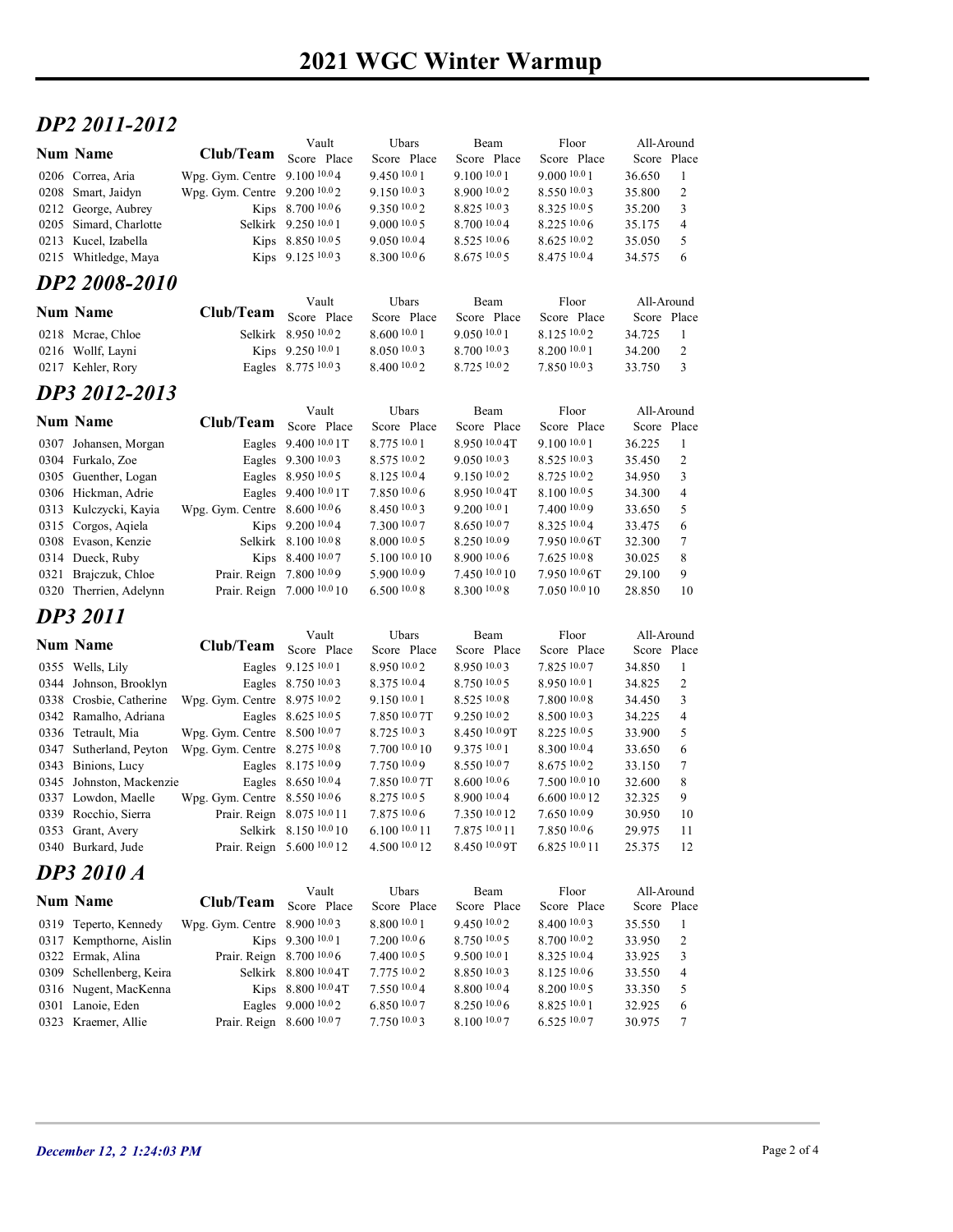# 2021 WGC Winter Warmup

## DP2 2011-2012

| Num | Name | Club/Team | Vault Score | Vault Place | Ubars Score | Ubars Place | Beam Score | Beam Place | Floor Score | Floor Place | All-Around Score | All-Around Place |
|---|---|---|---|---|---|---|---|---|---|---|---|---|
| 0206 | Correa, Aria | Wpg. Gym. Centre | 9.100 10.0 | 4 | 9.450 10.0 | 1 | 9.100 10.0 | 1 | 9.000 10.0 | 1 | 36.650 | 1 |
| 0208 | Smart, Jaidyn | Wpg. Gym. Centre | 9.200 10.0 | 2 | 9.150 10.0 | 3 | 8.900 10.0 | 2 | 8.550 10.0 | 3 | 35.800 | 2 |
| 0212 | George, Aubrey | Kips | 8.700 10.0 | 6 | 9.350 10.0 | 2 | 8.825 10.0 | 3 | 8.325 10.0 | 5 | 35.200 | 3 |
| 0205 | Simard, Charlotte | Selkirk | 9.250 10.0 | 1 | 9.000 10.0 | 5 | 8.700 10.0 | 4 | 8.225 10.0 | 6 | 35.175 | 4 |
| 0213 | Kucel, Izabella | Kips | 8.850 10.0 | 5 | 9.050 10.0 | 4 | 8.525 10.0 | 6 | 8.625 10.0 | 2 | 35.050 | 5 |
| 0215 | Whitledge, Maya | Kips | 9.125 10.0 | 3 | 8.300 10.0 | 6 | 8.675 10.0 | 5 | 8.475 10.0 | 4 | 34.575 | 6 |

## DP2 2008-2010

| Num | Name | Club/Team | Vault Score | Vault Place | Ubars Score | Ubars Place | Beam Score | Beam Place | Floor Score | Floor Place | All-Around Score | All-Around Place |
|---|---|---|---|---|---|---|---|---|---|---|---|---|
| 0218 | Mcrae, Chloe | Selkirk | 8.950 10.0 | 2 | 8.600 10.0 | 1 | 9.050 10.0 | 1 | 8.125 10.0 | 2 | 34.725 | 1 |
| 0216 | Wolff, Layni | Kips | 9.250 10.0 | 1 | 8.050 10.0 | 3 | 8.700 10.0 | 3 | 8.200 10.0 | 1 | 34.200 | 2 |
| 0217 | Kehler, Rory | Eagles | 8.775 10.0 | 3 | 8.400 10.0 | 2 | 8.725 10.0 | 2 | 7.850 10.0 | 3 | 33.750 | 3 |

## DP3 2012-2013

| Num | Name | Club/Team | Vault Score | Vault Place | Ubars Score | Ubars Place | Beam Score | Beam Place | Floor Score | Floor Place | All-Around Score | All-Around Place |
|---|---|---|---|---|---|---|---|---|---|---|---|---|
| 0307 | Johansen, Morgan | Eagles | 9.400 10.0 | 1T | 8.775 10.0 | 1 | 8.950 10.0 | 4T | 9.100 10.0 | 1 | 36.225 | 1 |
| 0304 | Furkalo, Zoe | Eagles | 9.300 10.0 | 3 | 8.575 10.0 | 2 | 9.050 10.0 | 3 | 8.525 10.0 | 3 | 35.450 | 2 |
| 0305 | Guenther, Logan | Eagles | 8.950 10.0 | 5 | 8.125 10.0 | 4 | 9.150 10.0 | 2 | 8.725 10.0 | 2 | 34.950 | 3 |
| 0306 | Hickman, Adrie | Eagles | 9.400 10.0 | 1T | 7.850 10.0 | 6 | 8.950 10.0 | 4T | 8.100 10.0 | 5 | 34.300 | 4 |
| 0313 | Kulczycki, Kayia | Wpg. Gym. Centre | 8.600 10.0 | 6 | 8.450 10.0 | 3 | 9.200 10.0 | 1 | 7.400 10.0 | 9 | 33.650 | 5 |
| 0315 | Corgos, Aqiela | Kips | 9.200 10.0 | 4 | 7.300 10.0 | 7 | 8.650 10.0 | 7 | 8.325 10.0 | 4 | 33.475 | 6 |
| 0308 | Evason, Kenzie | Selkirk | 8.100 10.0 | 8 | 8.000 10.0 | 5 | 8.250 10.0 | 9 | 7.950 10.0 | 6T | 32.300 | 7 |
| 0314 | Dueck, Ruby | Kips | 8.400 10.0 | 7 | 5.100 10.0 | 10 | 8.900 10.0 | 6 | 7.625 10.0 | 8 | 30.025 | 8 |
| 0321 | Brajczuk, Chloe | Prair. Reign | 7.800 10.0 | 9 | 5.900 10.0 | 9 | 7.450 10.0 | 10 | 7.950 10.0 | 6T | 29.100 | 9 |
| 0320 | Therrien, Adelynn | Prair. Reign | 7.000 10.0 | 10 | 6.500 10.0 | 8 | 8.300 10.0 | 8 | 7.050 10.0 | 10 | 28.850 | 10 |

## DP3 2011

| Num | Name | Club/Team | Vault Score | Vault Place | Ubars Score | Ubars Place | Beam Score | Beam Place | Floor Score | Floor Place | All-Around Score | All-Around Place |
|---|---|---|---|---|---|---|---|---|---|---|---|---|
| 0355 | Wells, Lily | Eagles | 9.125 10.0 | 1 | 8.950 10.0 | 2 | 8.950 10.0 | 3 | 7.825 10.0 | 7 | 34.850 | 1 |
| 0344 | Johnson, Brooklyn | Eagles | 8.750 10.0 | 3 | 8.375 10.0 | 4 | 8.750 10.0 | 5 | 8.950 10.0 | 1 | 34.825 | 2 |
| 0338 | Crosbie, Catherine | Wpg. Gym. Centre | 8.975 10.0 | 2 | 9.150 10.0 | 1 | 8.525 10.0 | 8 | 7.800 10.0 | 8 | 34.450 | 3 |
| 0342 | Ramalho, Adriana | Eagles | 8.625 10.0 | 5 | 7.850 10.0 | 7T | 9.250 10.0 | 2 | 8.500 10.0 | 3 | 34.225 | 4 |
| 0336 | Tetrault, Mia | Wpg. Gym. Centre | 8.500 10.0 | 7 | 8.725 10.0 | 3 | 8.450 10.0 | 9T | 8.225 10.0 | 5 | 33.900 | 5 |
| 0347 | Sutherland, Peyton | Wpg. Gym. Centre | 8.275 10.0 | 8 | 7.700 10.0 | 10 | 9.375 10.0 | 1 | 8.300 10.0 | 4 | 33.650 | 6 |
| 0343 | Binions, Lucy | Eagles | 8.175 10.0 | 9 | 7.750 10.0 | 9 | 8.550 10.0 | 7 | 8.675 10.0 | 2 | 33.150 | 7 |
| 0345 | Johnston, Mackenzie | Eagles | 8.650 10.0 | 4 | 7.850 10.0 | 7T | 8.600 10.0 | 6 | 7.500 10.0 | 10 | 32.600 | 8 |
| 0337 | Lowdon, Maelle | Wpg. Gym. Centre | 8.550 10.0 | 6 | 8.275 10.0 | 5 | 8.900 10.0 | 4 | 6.600 10.0 | 12 | 32.325 | 9 |
| 0339 | Rocchio, Sierra | Prair. Reign | 8.075 10.0 | 11 | 7.875 10.0 | 6 | 7.350 10.0 | 12 | 7.650 10.0 | 9 | 30.950 | 10 |
| 0353 | Grant, Avery | Selkirk | 8.150 10.0 | 10 | 6.100 10.0 | 11 | 7.875 10.0 | 11 | 7.850 10.0 | 6 | 29.975 | 11 |
| 0340 | Burkard, Jude | Prair. Reign | 5.600 10.0 | 12 | 4.500 10.0 | 12 | 8.450 10.0 | 9T | 6.825 10.0 | 11 | 25.375 | 12 |

## DP3 2010 A

| Num | Name | Club/Team | Vault Score | Vault Place | Ubars Score | Ubars Place | Beam Score | Beam Place | Floor Score | Floor Place | All-Around Score | All-Around Place |
|---|---|---|---|---|---|---|---|---|---|---|---|---|
| 0319 | Teperto, Kennedy | Wpg. Gym. Centre | 8.900 10.0 | 3 | 8.800 10.0 | 1 | 9.450 10.0 | 2 | 8.400 10.0 | 3 | 35.550 | 1 |
| 0317 | Kempthorne, Aislin | Kips | 9.300 10.0 | 1 | 7.200 10.0 | 6 | 8.750 10.0 | 5 | 8.700 10.0 | 2 | 33.950 | 2 |
| 0322 | Ermak, Alina | Prair. Reign | 8.700 10.0 | 6 | 7.400 10.0 | 5 | 9.500 10.0 | 1 | 8.325 10.0 | 4 | 33.925 | 3 |
| 0309 | Schellenberg, Keira | Selkirk | 8.800 10.0 | 4T | 7.775 10.0 | 2 | 8.850 10.0 | 3 | 8.125 10.0 | 6 | 33.550 | 4 |
| 0316 | Nugent, MacKenna | Kips | 8.800 10.0 | 4T | 7.550 10.0 | 4 | 8.800 10.0 | 4 | 8.200 10.0 | 5 | 33.350 | 5 |
| 0301 | Lanoie, Eden | Eagles | 9.000 10.0 | 2 | 6.850 10.0 | 7 | 8.250 10.0 | 6 | 8.825 10.0 | 1 | 32.925 | 6 |
| 0323 | Kraemer, Allie | Prair. Reign | 8.600 10.0 | 7 | 7.750 10.0 | 3 | 8.100 10.0 | 7 | 6.525 10.0 | 7 | 30.975 | 7 |

*December 12, 2 1:24:03 PM*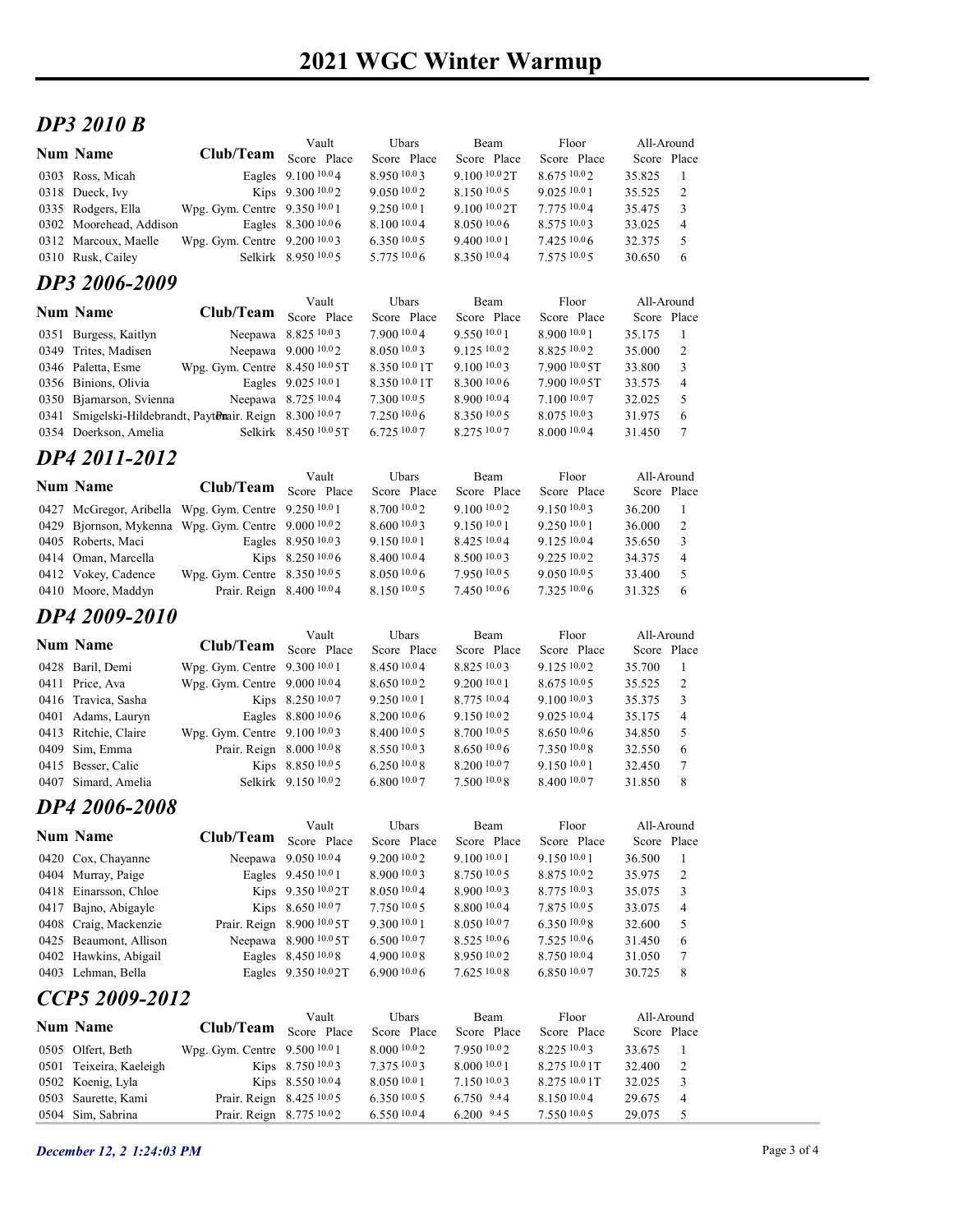# 2021 WGC Winter Warmup

## DP3 2010 B

| Num | Name | Club/Team | Vault Score | Vault Place | Ubars Score | Ubars Place | Beam Score | Beam Place | Floor Score | Floor Place | All-Around Score | All-Around Place |
|---|---|---|---|---|---|---|---|---|---|---|---|---|
| 0303 | Ross, Micah | Eagles | 9.100 10.0 | 4 | 8.950 10.0 | 3 | 9.100 10.0 | 2T | 8.675 10.0 | 2 | 35.825 | 1 |
| 0318 | Dueck, Ivy | Kips | 9.300 10.0 | 2 | 9.050 10.0 | 2 | 8.150 10.0 | 5 | 9.025 10.0 | 1 | 35.525 | 2 |
| 0335 | Rodgers, Ella | Wpg. Gym. Centre | 9.350 10.0 | 1 | 9.250 10.0 | 1 | 9.100 10.0 | 2T | 7.775 10.0 | 4 | 35.475 | 3 |
| 0302 | Moorehead, Addison | Eagles | 8.300 10.0 | 6 | 8.100 10.0 | 4 | 8.050 10.0 | 6 | 8.575 10.0 | 3 | 33.025 | 4 |
| 0312 | Marcoux, Maelle | Wpg. Gym. Centre | 9.200 10.0 | 3 | 6.350 10.0 | 5 | 9.400 10.0 | 1 | 7.425 10.0 | 6 | 32.375 | 5 |
| 0310 | Rusk, Cailey | Selkirk | 8.950 10.0 | 5 | 5.775 10.0 | 6 | 8.350 10.0 | 4 | 7.575 10.0 | 5 | 30.650 | 6 |

## DP3 2006-2009

| Num | Name | Club/Team | Vault Score | Vault Place | Ubars Score | Ubars Place | Beam Score | Beam Place | Floor Score | Floor Place | All-Around Score | All-Around Place |
|---|---|---|---|---|---|---|---|---|---|---|---|---|
| 0351 | Burgess, Kaitlyn | Neepawa | 8.825 10.0 | 3 | 7.900 10.0 | 4 | 9.550 10.0 | 1 | 8.900 10.0 | 1 | 35.175 | 1 |
| 0349 | Trites, Madisen | Neepawa | 9.000 10.0 | 2 | 8.050 10.0 | 3 | 9.125 10.0 | 2 | 8.825 10.0 | 2 | 35.000 | 2 |
| 0346 | Paletta, Esme | Wpg. Gym. Centre | 8.450 10.0 | 5T | 8.350 10.0 | 1T | 9.100 10.0 | 3 | 7.900 10.0 | 5T | 33.800 | 3 |
| 0356 | Binions, Olivia | Eagles | 9.025 10.0 | 1 | 8.350 10.0 | 1T | 8.300 10.0 | 6 | 7.900 10.0 | 5T | 33.575 | 4 |
| 0350 | Bjarnarson, Svienna | Neepawa | 8.725 10.0 | 4 | 7.300 10.0 | 5 | 8.900 10.0 | 4 | 7.100 10.0 | 7 | 32.025 | 5 |
| 0341 | Smigelski-Hildebrandt, Payton | Prair. Reign | 8.300 10.0 | 7 | 7.250 10.0 | 6 | 8.350 10.0 | 5 | 8.075 10.0 | 3 | 31.975 | 6 |
| 0354 | Doerkson, Amelia | Selkirk | 8.450 10.0 | 5T | 6.725 10.0 | 7 | 8.275 10.0 | 7 | 8.000 10.0 | 4 | 31.450 | 7 |

## DP4 2011-2012

| Num | Name | Club/Team | Vault Score | Vault Place | Ubars Score | Ubars Place | Beam Score | Beam Place | Floor Score | Floor Place | All-Around Score | All-Around Place |
|---|---|---|---|---|---|---|---|---|---|---|---|---|
| 0427 | McGregor, Aribella | Wpg. Gym. Centre | 9.250 10.0 | 1 | 8.700 10.0 | 2 | 9.100 10.0 | 2 | 9.150 10.0 | 3 | 36.200 | 1 |
| 0429 | Bjornson, Mykenna | Wpg. Gym. Centre | 9.000 10.0 | 2 | 8.600 10.0 | 3 | 9.150 10.0 | 1 | 9.250 10.0 | 1 | 36.000 | 2 |
| 0405 | Roberts, Maci | Eagles | 8.950 10.0 | 3 | 9.150 10.0 | 1 | 8.425 10.0 | 4 | 9.125 10.0 | 4 | 35.650 | 3 |
| 0414 | Oman, Marcella | Kips | 8.250 10.0 | 6 | 8.400 10.0 | 4 | 8.500 10.0 | 3 | 9.225 10.0 | 2 | 34.375 | 4 |
| 0412 | Vokey, Cadence | Wpg. Gym. Centre | 8.350 10.0 | 5 | 8.050 10.0 | 6 | 7.950 10.0 | 5 | 9.050 10.0 | 5 | 33.400 | 5 |
| 0410 | Moore, Maddyn | Prair. Reign | 8.400 10.0 | 4 | 8.150 10.0 | 5 | 7.450 10.0 | 6 | 7.325 10.0 | 6 | 31.325 | 6 |

## DP4 2009-2010

| Num | Name | Club/Team | Vault Score | Vault Place | Ubars Score | Ubars Place | Beam Score | Beam Place | Floor Score | Floor Place | All-Around Score | All-Around Place |
|---|---|---|---|---|---|---|---|---|---|---|---|---|
| 0428 | Baril, Demi | Wpg. Gym. Centre | 9.300 10.0 | 1 | 8.450 10.0 | 4 | 8.825 10.0 | 3 | 9.125 10.0 | 2 | 35.700 | 1 |
| 0411 | Price, Ava | Wpg. Gym. Centre | 9.000 10.0 | 4 | 8.650 10.0 | 2 | 9.200 10.0 | 1 | 8.675 10.0 | 5 | 35.525 | 2 |
| 0416 | Travica, Sasha | Kips | 8.250 10.0 | 7 | 9.250 10.0 | 1 | 8.775 10.0 | 4 | 9.100 10.0 | 3 | 35.375 | 3 |
| 0401 | Adams, Lauryn | Eagles | 8.800 10.0 | 6 | 8.200 10.0 | 6 | 9.150 10.0 | 2 | 9.025 10.0 | 4 | 35.175 | 4 |
| 0413 | Ritchie, Claire | Wpg. Gym. Centre | 9.100 10.0 | 3 | 8.400 10.0 | 5 | 8.700 10.0 | 5 | 8.650 10.0 | 6 | 34.850 | 5 |
| 0409 | Sim, Emma | Prair. Reign | 8.000 10.0 | 8 | 8.550 10.0 | 3 | 8.650 10.0 | 6 | 7.350 10.0 | 8 | 32.550 | 6 |
| 0415 | Besser, Calie | Kips | 8.850 10.0 | 5 | 6.250 10.0 | 8 | 8.200 10.0 | 7 | 9.150 10.0 | 1 | 32.450 | 7 |
| 0407 | Simard, Amelia | Selkirk | 9.150 10.0 | 2 | 6.800 10.0 | 7 | 7.500 10.0 | 8 | 8.400 10.0 | 7 | 31.850 | 8 |

## DP4 2006-2008

| Num | Name | Club/Team | Vault Score | Vault Place | Ubars Score | Ubars Place | Beam Score | Beam Place | Floor Score | Floor Place | All-Around Score | All-Around Place |
|---|---|---|---|---|---|---|---|---|---|---|---|---|
| 0420 | Cox, Chayanne | Neepawa | 9.050 10.0 | 4 | 9.200 10.0 | 2 | 9.100 10.0 | 1 | 9.150 10.0 | 1 | 36.500 | 1 |
| 0404 | Murray, Paige | Eagles | 9.450 10.0 | 1 | 8.900 10.0 | 3 | 8.750 10.0 | 5 | 8.875 10.0 | 2 | 35.975 | 2 |
| 0418 | Einarsson, Chloe | Kips | 9.350 10.0 | 2T | 8.050 10.0 | 4 | 8.900 10.0 | 3 | 8.775 10.0 | 3 | 35.075 | 3 |
| 0417 | Bajno, Abigayle | Kips | 8.650 10.0 | 7 | 7.750 10.0 | 5 | 8.800 10.0 | 4 | 7.875 10.0 | 5 | 33.075 | 4 |
| 0408 | Craig, Mackenzie | Prair. Reign | 8.900 10.0 | 5T | 9.300 10.0 | 1 | 8.050 10.0 | 7 | 6.350 10.0 | 8 | 32.600 | 5 |
| 0425 | Beaumont, Allison | Neepawa | 8.900 10.0 | 5T | 6.500 10.0 | 7 | 8.525 10.0 | 6 | 7.525 10.0 | 6 | 31.450 | 6 |
| 0402 | Hawkins, Abigail | Eagles | 8.450 10.0 | 8 | 4.900 10.0 | 8 | 8.950 10.0 | 2 | 8.750 10.0 | 4 | 31.050 | 7 |
| 0403 | Lehman, Bella | Eagles | 9.350 10.0 | 2T | 6.900 10.0 | 6 | 7.625 10.0 | 8 | 6.850 10.0 | 7 | 30.725 | 8 |

## CCP5 2009-2012

| Num | Name | Club/Team | Vault Score | Vault Place | Ubars Score | Ubars Place | Beam Score | Beam Place | Floor Score | Floor Place | All-Around Score | All-Around Place |
|---|---|---|---|---|---|---|---|---|---|---|---|---|
| 0505 | Olfert, Beth | Wpg. Gym. Centre | 9.500 10.0 | 1 | 8.000 10.0 | 2 | 7.950 10.0 | 2 | 8.225 10.0 | 3 | 33.675 | 1 |
| 0501 | Teixeira, Kaeleigh | Kips | 8.750 10.0 | 3 | 7.375 10.0 | 3 | 8.000 10.0 | 1 | 8.275 10.0 | 1T | 32.400 | 2 |
| 0502 | Koenig, Lyla | Kips | 8.550 10.0 | 4 | 8.050 10.0 | 1 | 7.150 10.0 | 3 | 8.275 10.0 | 1T | 32.025 | 3 |
| 0503 | Saurette, Kami | Prair. Reign | 8.425 10.0 | 5 | 6.350 10.0 | 5 | 6.750 9.4 | 4 | 8.150 10.0 | 4 | 29.675 | 4 |
| 0504 | Sim, Sabrina | Prair. Reign | 8.775 10.0 | 2 | 6.550 10.0 | 4 | 6.200 9.4 | 5 | 7.550 10.0 | 5 | 29.075 | 5 |

*December 12, 2 1:24:03 PM*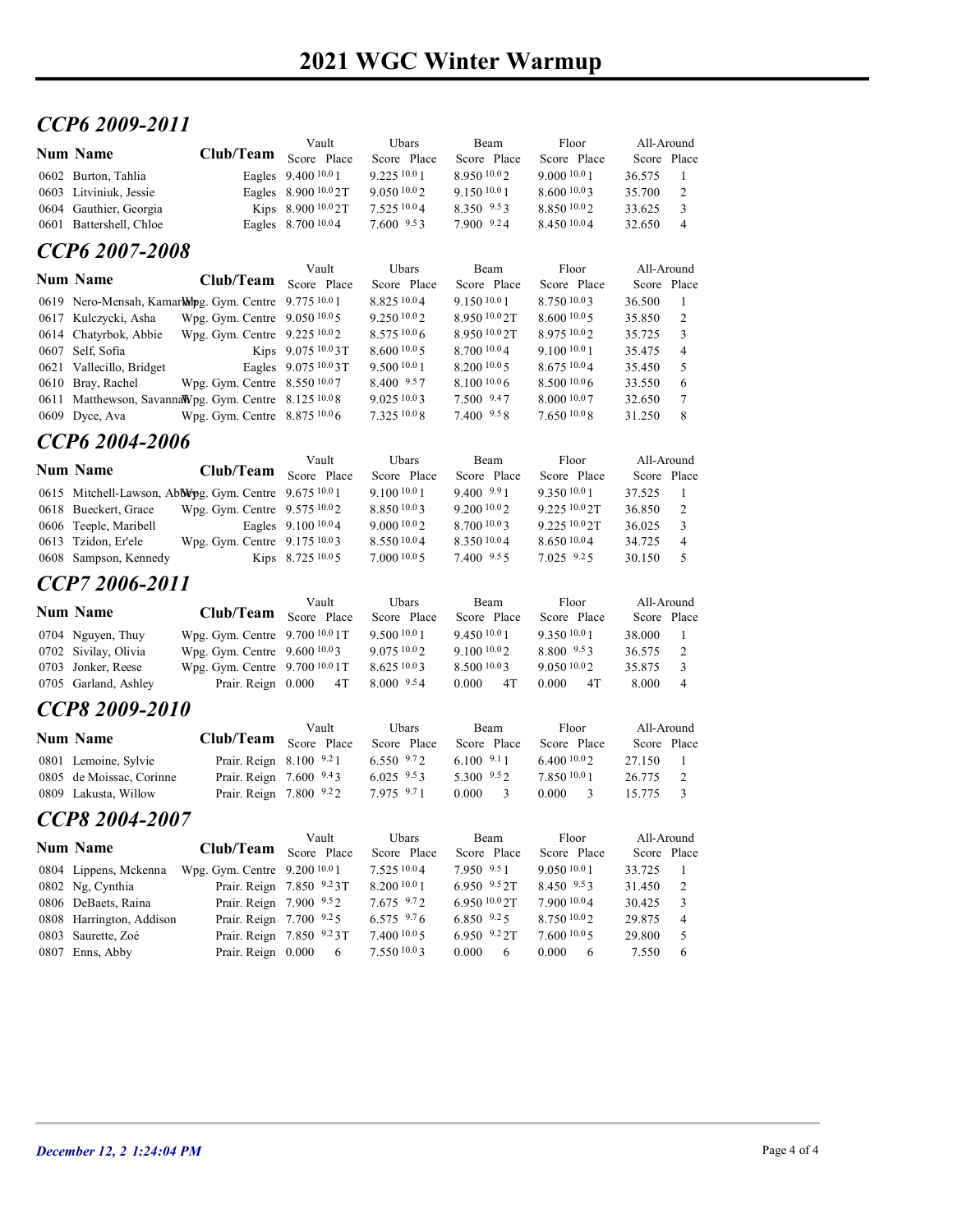# 2021 WGC Winter Warmup

## CCP6 2009-2011

| Num | Name | Club/Team | Vault Score | Vault Place | Ubars Score | Ubars Place | Beam Score | Beam Place | Floor Score | Floor Place | All-Around Score | All-Around Place |
|---|---|---|---|---|---|---|---|---|---|---|---|---|
| 0602 | Burton, Tahlia | Eagles | 9.400 10.0 | 1 | 9.225 10.0 | 1 | 8.950 10.0 | 2 | 9.000 10.0 | 1 | 36.575 | 1 |
| 0603 | Litviniuk, Jessie | Eagles | 8.900 10.0 | 2T | 9.050 10.0 | 2 | 9.150 10.0 | 1 | 8.600 10.0 | 3 | 35.700 | 2 |
| 0604 | Gauthier, Georgia | Kips | 8.900 10.0 | 2T | 7.525 10.0 | 4 | 8.350 9.5 | 3 | 8.850 10.0 | 2 | 33.625 | 3 |
| 0601 | Battershell, Chloe | Eagles | 8.700 10.0 | 4 | 7.600 9.5 | 3 | 7.900 9.2 | 4 | 8.450 10.0 | 4 | 32.650 | 4 |

## CCP6 2007-2008

| Num | Name | Club/Team | Vault Score | Vault Place | Ubars Score | Ubars Place | Beam Score | Beam Place | Floor Score | Floor Place | All-Around Score | All-Around Place |
|---|---|---|---|---|---|---|---|---|---|---|---|---|
| 0619 | Nero-Mensah, Kamara | Wpg. Gym. Centre | 9.775 10.0 | 1 | 8.825 10.0 | 4 | 9.150 10.0 | 1 | 8.750 10.0 | 3 | 36.500 | 1 |
| 0617 | Kulczycki, Asha | Wpg. Gym. Centre | 9.050 10.0 | 5 | 9.250 10.0 | 2 | 8.950 10.0 | 2T | 8.600 10.0 | 5 | 35.850 | 2 |
| 0614 | Chatyrbok, Abbie | Wpg. Gym. Centre | 9.225 10.0 | 2 | 8.575 10.0 | 6 | 8.950 10.0 | 2T | 8.975 10.0 | 2 | 35.725 | 3 |
| 0607 | Self, Sofia | Kips | 9.075 10.0 | 3T | 8.600 10.0 | 5 | 8.700 10.0 | 4 | 9.100 10.0 | 1 | 35.475 | 4 |
| 0621 | Vallecillo, Bridget | Eagles | 9.075 10.0 | 3T | 9.500 10.0 | 1 | 8.200 10.0 | 5 | 8.675 10.0 | 4 | 35.450 | 5 |
| 0610 | Bray, Rachel | Wpg. Gym. Centre | 8.550 10.0 | 7 | 8.400 9.5 | 7 | 8.100 10.0 | 6 | 8.500 10.0 | 6 | 33.550 | 6 |
| 0611 | Matthewson, Savannah | Wpg. Gym. Centre | 8.125 10.0 | 8 | 9.025 10.0 | 3 | 7.500 9.4 | 7 | 8.000 10.0 | 7 | 32.650 | 7 |
| 0609 | Dyce, Ava | Wpg. Gym. Centre | 8.875 10.0 | 6 | 7.325 10.0 | 8 | 7.400 9.5 | 8 | 7.650 10.0 | 8 | 31.250 | 8 |

## CCP6 2004-2006

| Num | Name | Club/Team | Vault Score | Vault Place | Ubars Score | Ubars Place | Beam Score | Beam Place | Floor Score | Floor Place | All-Around Score | All-Around Place |
|---|---|---|---|---|---|---|---|---|---|---|---|---|
| 0615 | Mitchell-Lawson, Abby | Wpg. Gym. Centre | 9.675 10.0 | 1 | 9.100 10.0 | 1 | 9.400 9.9 | 1 | 9.350 10.0 | 1 | 37.525 | 1 |
| 0618 | Bueckert, Grace | Wpg. Gym. Centre | 9.575 10.0 | 2 | 8.850 10.0 | 3 | 9.200 10.0 | 2 | 9.225 10.0 | 2T | 36.850 | 2 |
| 0606 | Teeple, Maribell | Eagles | 9.100 10.0 | 4 | 9.000 10.0 | 2 | 8.700 10.0 | 3 | 9.225 10.0 | 2T | 36.025 | 3 |
| 0613 | Tzidon, Er'ele | Wpg. Gym. Centre | 9.175 10.0 | 3 | 8.550 10.0 | 4 | 8.350 10.0 | 4 | 8.650 10.0 | 4 | 34.725 | 4 |
| 0608 | Sampson, Kennedy | Kips | 8.725 10.0 | 5 | 7.000 10.0 | 5 | 7.400 9.5 | 5 | 7.025 9.2 | 5 | 30.150 | 5 |

## CCP7 2006-2011

| Num | Name | Club/Team | Vault Score | Vault Place | Ubars Score | Ubars Place | Beam Score | Beam Place | Floor Score | Floor Place | All-Around Score | All-Around Place |
|---|---|---|---|---|---|---|---|---|---|---|---|---|
| 0704 | Nguyen, Thuy | Wpg. Gym. Centre | 9.700 10.0 | 1T | 9.500 10.0 | 1 | 9.450 10.0 | 1 | 9.350 10.0 | 1 | 38.000 | 1 |
| 0702 | Sivilay, Olivia | Wpg. Gym. Centre | 9.600 10.0 | 3 | 9.075 10.0 | 2 | 9.100 10.0 | 2 | 8.800 9.5 | 3 | 36.575 | 2 |
| 0703 | Jonker, Reese | Wpg. Gym. Centre | 9.700 10.0 | 1T | 8.625 10.0 | 3 | 8.500 10.0 | 3 | 9.050 10.0 | 2 | 35.875 | 3 |
| 0705 | Garland, Ashley | Prair. Reign | 0.000 | 4T | 8.000 9.5 | 4 | 0.000 | 4T | 0.000 | 4T | 8.000 | 4 |

## CCP8 2009-2010

| Num | Name | Club/Team | Vault Score | Vault Place | Ubars Score | Ubars Place | Beam Score | Beam Place | Floor Score | Floor Place | All-Around Score | All-Around Place |
|---|---|---|---|---|---|---|---|---|---|---|---|---|
| 0801 | Lemoine, Sylvie | Prair. Reign | 8.100 9.2 | 1 | 6.550 9.7 | 2 | 6.100 9.1 | 1 | 6.400 10.0 | 2 | 27.150 | 1 |
| 0805 | de Moissac, Corinne | Prair. Reign | 7.600 9.4 | 3 | 6.025 9.5 | 3 | 5.300 9.5 | 2 | 7.850 10.0 | 1 | 26.775 | 2 |
| 0809 | Lakusta, Willow | Prair. Reign | 7.800 9.2 | 2 | 7.975 9.7 | 1 | 0.000 | 3 | 0.000 | 3 | 15.775 | 3 |

## CCP8 2004-2007

| Num | Name | Club/Team | Vault Score | Vault Place | Ubars Score | Ubars Place | Beam Score | Beam Place | Floor Score | Floor Place | All-Around Score | All-Around Place |
|---|---|---|---|---|---|---|---|---|---|---|---|---|
| 0804 | Lippens, Mckenna | Wpg. Gym. Centre | 9.200 10.0 | 1 | 7.525 10.0 | 4 | 7.950 9.5 | 1 | 9.050 10.0 | 1 | 33.725 | 1 |
| 0802 | Ng, Cynthia | Prair. Reign | 7.850 9.2 | 3T | 8.200 10.0 | 1 | 6.950 9.5 | 2T | 8.450 9.5 | 3 | 31.450 | 2 |
| 0806 | DeBaets, Raina | Prair. Reign | 7.900 9.5 | 2 | 7.675 9.7 | 2 | 6.950 10.0 | 2T | 7.900 10.0 | 4 | 30.425 | 3 |
| 0808 | Harrington, Addison | Prair. Reign | 7.700 9.2 | 5 | 6.575 9.7 | 6 | 6.850 9.2 | 5 | 8.750 10.0 | 2 | 29.875 | 4 |
| 0803 | Saurette, Zoé | Prair. Reign | 7.850 9.2 | 3T | 7.400 10.0 | 5 | 6.950 9.2 | 2T | 7.600 10.0 | 5 | 29.800 | 5 |
| 0807 | Enns, Abby | Prair. Reign | 0.000 | 6 | 7.550 10.0 | 3 | 0.000 | 6 | 0.000 | 6 | 7.550 | 6 |

*December 12, 2 1:24:04 PM*